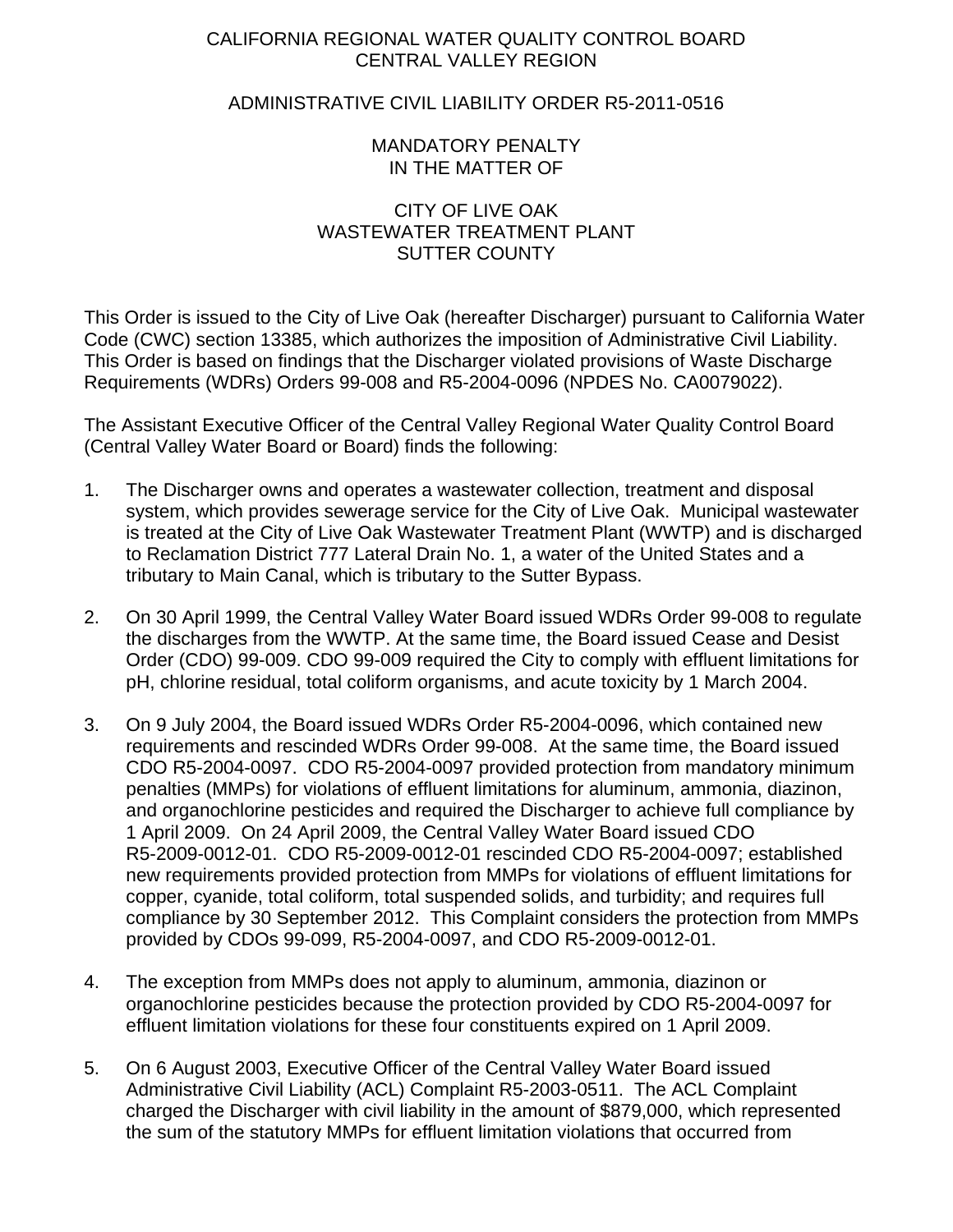CALIFORNIA REGIONAL WATER QUALITY CONTROL BOARD
CENTRAL VALLEY REGION

ADMINISTRATIVE CIVIL LIABILITY ORDER R5-2011-0516

MANDATORY PENALTY
IN THE MATTER OF

CITY OF LIVE OAK
WASTEWATER TREATMENT PLANT
SUTTER COUNTY

This Order is issued to the City of Live Oak (hereafter Discharger) pursuant to California Water Code (CWC) section 13385, which authorizes the imposition of Administrative Civil Liability. This Order is based on findings that the Discharger violated provisions of Waste Discharge Requirements (WDRs) Orders 99-008 and R5-2004-0096 (NPDES No. CA0079022).

The Assistant Executive Officer of the Central Valley Regional Water Quality Control Board (Central Valley Water Board or Board) finds the following:

1. The Discharger owns and operates a wastewater collection, treatment and disposal system, which provides sewerage service for the City of Live Oak. Municipal wastewater is treated at the City of Live Oak Wastewater Treatment Plant (WWTP) and is discharged to Reclamation District 777 Lateral Drain No. 1, a water of the United States and a tributary to Main Canal, which is tributary to the Sutter Bypass.

2. On 30 April 1999, the Central Valley Water Board issued WDRs Order 99-008 to regulate the discharges from the WWTP. At the same time, the Board issued Cease and Desist Order (CDO) 99-009. CDO 99-009 required the City to comply with effluent limitations for pH, chlorine residual, total coliform organisms, and acute toxicity by 1 March 2004.

3. On 9 July 2004, the Board issued WDRs Order R5-2004-0096, which contained new requirements and rescinded WDRs Order 99-008. At the same time, the Board issued CDO R5-2004-0097. CDO R5-2004-0097 provided protection from mandatory minimum penalties (MMPs) for violations of effluent limitations for aluminum, ammonia, diazinon, and organochlorine pesticides and required the Discharger to achieve full compliance by 1 April 2009. On 24 April 2009, the Central Valley Water Board issued CDO R5-2009-0012-01. CDO R5-2009-0012-01 rescinded CDO R5-2004-0097; established new requirements provided protection from MMPs for violations of effluent limitations for copper, cyanide, total coliform, total suspended solids, and turbidity; and requires full compliance by 30 September 2012. This Complaint considers the protection from MMPs provided by CDOs 99-099, R5-2004-0097, and CDO R5-2009-0012-01.

4. The exception from MMPs does not apply to aluminum, ammonia, diazinon or organochlorine pesticides because the protection provided by CDO R5-2004-0097 for effluent limitation violations for these four constituents expired on 1 April 2009.

5. On 6 August 2003, Executive Officer of the Central Valley Water Board issued Administrative Civil Liability (ACL) Complaint R5-2003-0511. The ACL Complaint charged the Discharger with civil liability in the amount of $879,000, which represented the sum of the statutory MMPs for effluent limitation violations that occurred from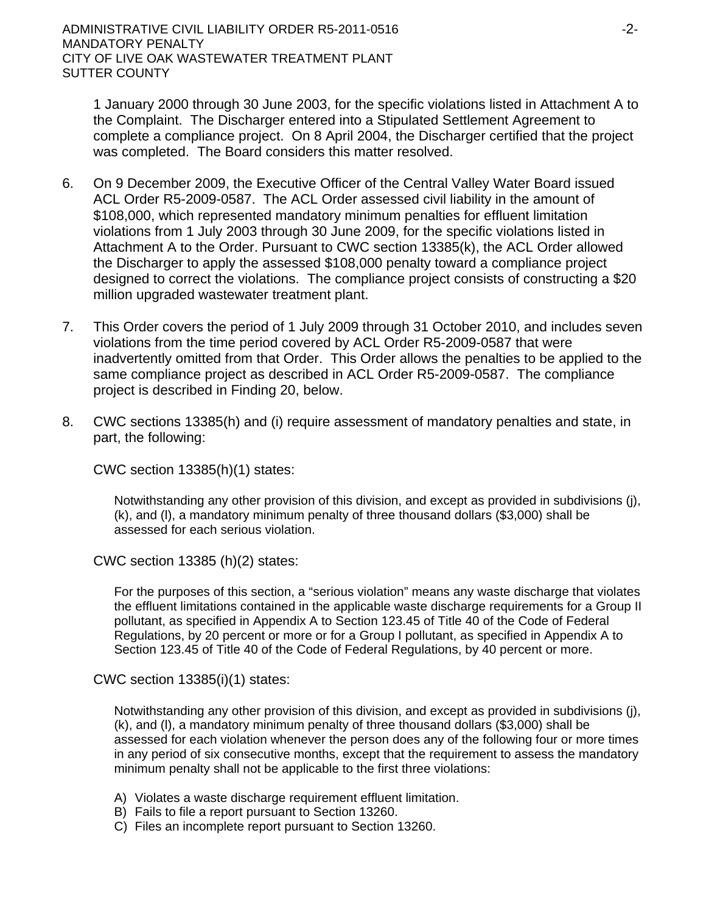1 January 2000 through 30 June 2003, for the specific violations listed in Attachment A to the Complaint. The Discharger entered into a Stipulated Settlement Agreement to complete a compliance project. On 8 April 2004, the Discharger certified that the project was completed. The Board considers this matter resolved.

6. On 9 December 2009, the Executive Officer of the Central Valley Water Board issued ACL Order R5-2009-0587. The ACL Order assessed civil liability in the amount of $108,000, which represented mandatory minimum penalties for effluent limitation violations from 1 July 2003 through 30 June 2009, for the specific violations listed in Attachment A to the Order. Pursuant to CWC section 13385(k), the ACL Order allowed the Discharger to apply the assessed $108,000 penalty toward a compliance project designed to correct the violations. The compliance project consists of constructing a $20 million upgraded wastewater treatment plant.

7. This Order covers the period of 1 July 2009 through 31 October 2010, and includes seven violations from the time period covered by ACL Order R5-2009-0587 that were inadvertently omitted from that Order. This Order allows the penalties to be applied to the same compliance project as described in ACL Order R5-2009-0587. The compliance project is described in Finding 20, below.

8. CWC sections 13385(h) and (i) require assessment of mandatory penalties and state, in part, the following:

   CWC section 13385(h)(1) states:

   > Notwithstanding any other provision of this division, and except as provided in subdivisions (j), (k), and (l), a mandatory minimum penalty of three thousand dollars ($3,000) shall be assessed for each serious violation.

   CWC section 13385 (h)(2) states:

   > For the purposes of this section, a "serious violation" means any waste discharge that violates the effluent limitations contained in the applicable waste discharge requirements for a Group II pollutant, as specified in Appendix A to Section 123.45 of Title 40 of the Code of Federal Regulations, by 20 percent or more or for a Group I pollutant, as specified in Appendix A to Section 123.45 of Title 40 of the Code of Federal Regulations, by 40 percent or more.

   CWC section 13385(i)(1) states:

   > Notwithstanding any other provision of this division, and except as provided in subdivisions (j), (k), and (l), a mandatory minimum penalty of three thousand dollars ($3,000) shall be assessed for each violation whenever the person does any of the following four or more times in any period of six consecutive months, except that the requirement to assess the mandatory minimum penalty shall not be applicable to the first three violations:
   >
   > A) Violates a waste discharge requirement effluent limitation.
   > B) Fails to file a report pursuant to Section 13260.
   > C) Files an incomplete report pursuant to Section 13260.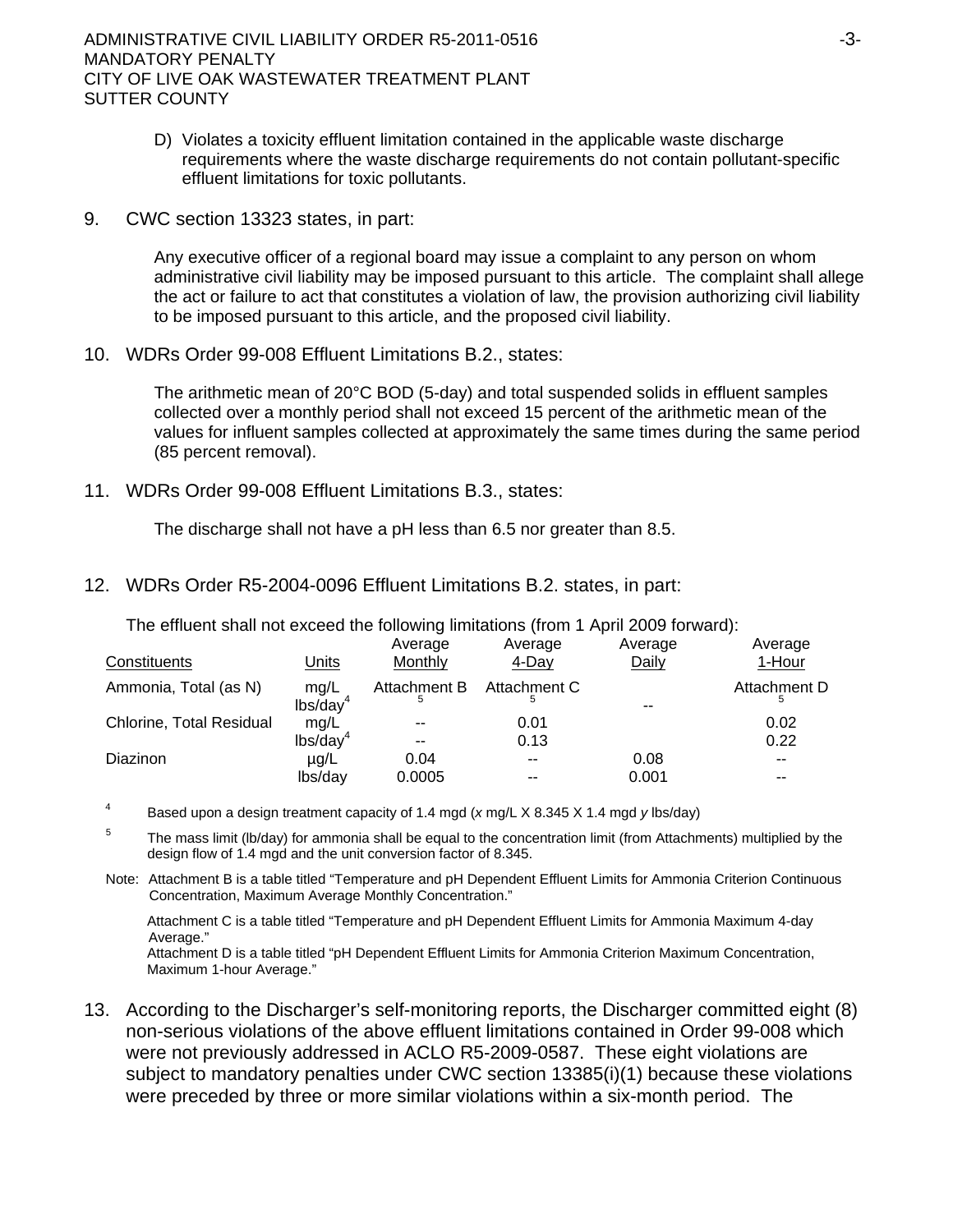D) Violates a toxicity effluent limitation contained in the applicable waste discharge requirements where the waste discharge requirements do not contain pollutant-specific effluent limitations for toxic pollutants.

9. CWC section 13323 states, in part:

   Any executive officer of a regional board may issue a complaint to any person on whom administrative civil liability may be imposed pursuant to this article. The complaint shall allege the act or failure to act that constitutes a violation of law, the provision authorizing civil liability to be imposed pursuant to this article, and the proposed civil liability.

10. WDRs Order 99-008 Effluent Limitations B.2., states:

    The arithmetic mean of 20°C BOD (5-day) and total suspended solids in effluent samples collected over a monthly period shall not exceed 15 percent of the arithmetic mean of the values for influent samples collected at approximately the same times during the same period (85 percent removal).

11. WDRs Order 99-008 Effluent Limitations B.3., states:

    The discharge shall not have a pH less than 6.5 nor greater than 8.5.

12. WDRs Order R5-2004-0096 Effluent Limitations B.2. states, in part:

    The effluent shall not exceed the following limitations (from 1 April 2009 forward):

| Constituents | Units | Average Monthly | Average 4-Day | Average Daily | Average 1-Hour |
|---|---|---|---|---|---|
| Ammonia, Total (as N) | mg/L | Attachment B[5] | Attachment C[5] | | Attachment D[5] |
| | lbs/day[4] | | | -- | |
| Chlorine, Total Residual | mg/L | -- | 0.01 | | 0.02 |
| | lbs/day[4] | -- | 0.13 | | 0.22 |
| Diazinon | µg/L | 0.04 | -- | 0.08 | -- |
| | lbs/day | 0.0005 | -- | 0.001 | -- |

[4] Based upon a design treatment capacity of 1.4 mgd (*x* mg/L X 8.345 X 1.4 mgd *y* lbs/day)

[5] The mass limit (lb/day) for ammonia shall be equal to the concentration limit (from Attachments) multiplied by the design flow of 1.4 mgd and the unit conversion factor of 8.345.

Note: Attachment B is a table titled "Temperature and pH Dependent Effluent Limits for Ammonia Criterion Continuous Concentration, Maximum Average Monthly Concentration."

Attachment C is a table titled "Temperature and pH Dependent Effluent Limits for Ammonia Maximum 4-day Average."
Attachment D is a table titled "pH Dependent Effluent Limits for Ammonia Criterion Maximum Concentration, Maximum 1-hour Average."

13. According to the Discharger's self-monitoring reports, the Discharger committed eight (8) non-serious violations of the above effluent limitations contained in Order 99-008 which were not previously addressed in ACLO R5-2009-0587. These eight violations are subject to mandatory penalties under CWC section 13385(i)(1) because these violations were preceded by three or more similar violations within a six-month period. The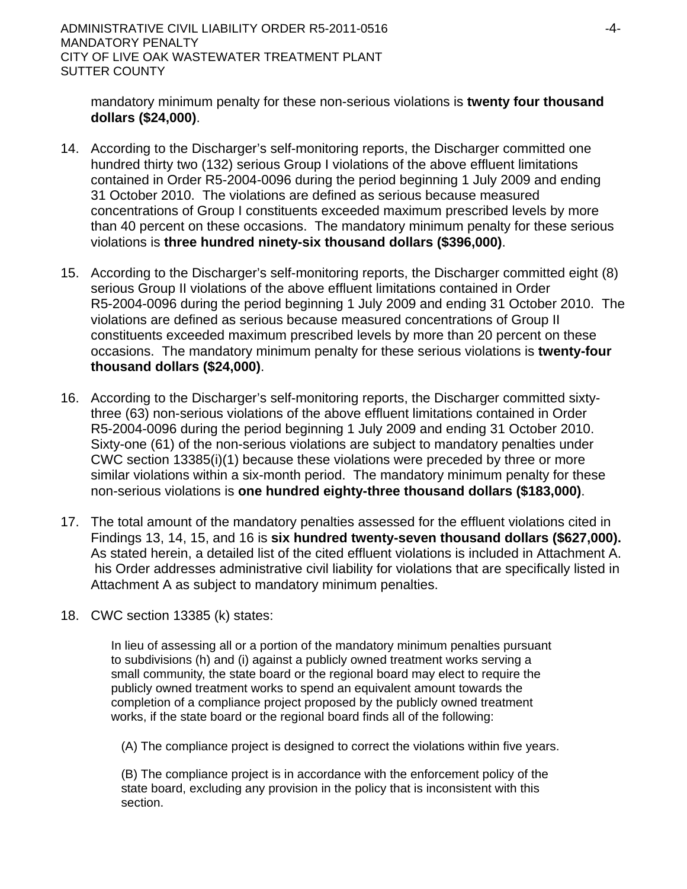mandatory minimum penalty for these non-serious violations is **twenty four thousand dollars ($24,000)**.

14. According to the Discharger's self-monitoring reports, the Discharger committed one hundred thirty two (132) serious Group I violations of the above effluent limitations contained in Order R5-2004-0096 during the period beginning 1 July 2009 and ending 31 October 2010. The violations are defined as serious because measured concentrations of Group I constituents exceeded maximum prescribed levels by more than 40 percent on these occasions. The mandatory minimum penalty for these serious violations is **three hundred ninety-six thousand dollars ($396,000)**.

15. According to the Discharger's self-monitoring reports, the Discharger committed eight (8) serious Group II violations of the above effluent limitations contained in Order R5-2004-0096 during the period beginning 1 July 2009 and ending 31 October 2010. The violations are defined as serious because measured concentrations of Group II constituents exceeded maximum prescribed levels by more than 20 percent on these occasions. The mandatory minimum penalty for these serious violations is **twenty-four thousand dollars ($24,000)**.

16. According to the Discharger's self-monitoring reports, the Discharger committed sixty-three (63) non-serious violations of the above effluent limitations contained in Order R5-2004-0096 during the period beginning 1 July 2009 and ending 31 October 2010. Sixty-one (61) of the non-serious violations are subject to mandatory penalties under CWC section 13385(i)(1) because these violations were preceded by three or more similar violations within a six-month period. The mandatory minimum penalty for these non-serious violations is **one hundred eighty-three thousand dollars ($183,000)**.

17. The total amount of the mandatory penalties assessed for the effluent violations cited in Findings 13, 14, 15, and 16 is **six hundred twenty-seven thousand dollars ($627,000).** As stated herein, a detailed list of the cited effluent violations is included in Attachment A. his Order addresses administrative civil liability for violations that are specifically listed in Attachment A as subject to mandatory minimum penalties.

18. CWC section 13385 (k) states:

   > In lieu of assessing all or a portion of the mandatory minimum penalties pursuant to subdivisions (h) and (i) against a publicly owned treatment works serving a small community, the state board or the regional board may elect to require the publicly owned treatment works to spend an equivalent amount towards the completion of a compliance project proposed by the publicly owned treatment works, if the state board or the regional board finds all of the following:
   >
   > (A) The compliance project is designed to correct the violations within five years.
   >
   > (B) The compliance project is in accordance with the enforcement policy of the state board, excluding any provision in the policy that is inconsistent with this section.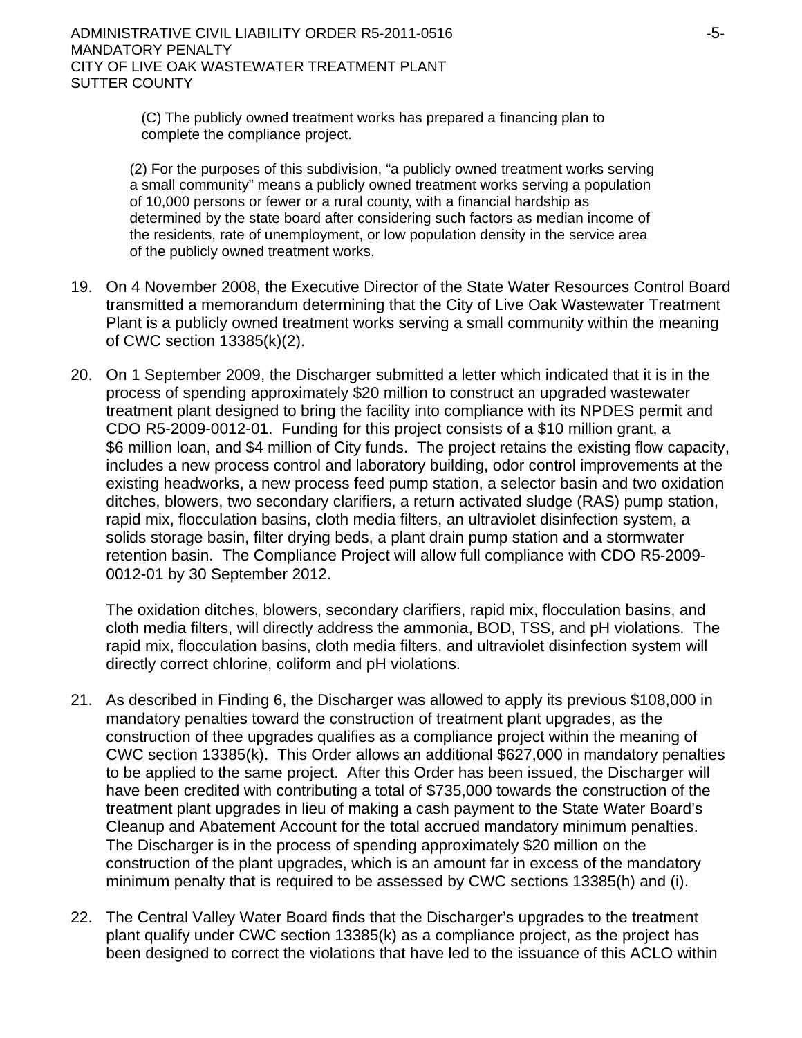(C) The publicly owned treatment works has prepared a financing plan to complete the compliance project.

(2) For the purposes of this subdivision, "a publicly owned treatment works serving a small community" means a publicly owned treatment works serving a population of 10,000 persons or fewer or a rural county, with a financial hardship as determined by the state board after considering such factors as median income of the residents, rate of unemployment, or low population density in the service area of the publicly owned treatment works.

19. On 4 November 2008, the Executive Director of the State Water Resources Control Board transmitted a memorandum determining that the City of Live Oak Wastewater Treatment Plant is a publicly owned treatment works serving a small community within the meaning of CWC section 13385(k)(2).

20. On 1 September 2009, the Discharger submitted a letter which indicated that it is in the process of spending approximately $20 million to construct an upgraded wastewater treatment plant designed to bring the facility into compliance with its NPDES permit and CDO R5-2009-0012-01. Funding for this project consists of a $10 million grant, a $6 million loan, and $4 million of City funds. The project retains the existing flow capacity, includes a new process control and laboratory building, odor control improvements at the existing headworks, a new process feed pump station, a selector basin and two oxidation ditches, blowers, two secondary clarifiers, a return activated sludge (RAS) pump station, rapid mix, flocculation basins, cloth media filters, an ultraviolet disinfection system, a solids storage basin, filter drying beds, a plant drain pump station and a stormwater retention basin. The Compliance Project will allow full compliance with CDO R5-2009-0012-01 by 30 September 2012.

    The oxidation ditches, blowers, secondary clarifiers, rapid mix, flocculation basins, and cloth media filters, will directly address the ammonia, BOD, TSS, and pH violations. The rapid mix, flocculation basins, cloth media filters, and ultraviolet disinfection system will directly correct chlorine, coliform and pH violations.

21. As described in Finding 6, the Discharger was allowed to apply its previous $108,000 in mandatory penalties toward the construction of treatment plant upgrades, as the construction of thee upgrades qualifies as a compliance project within the meaning of CWC section 13385(k). This Order allows an additional $627,000 in mandatory penalties to be applied to the same project. After this Order has been issued, the Discharger will have been credited with contributing a total of $735,000 towards the construction of the treatment plant upgrades in lieu of making a cash payment to the State Water Board's Cleanup and Abatement Account for the total accrued mandatory minimum penalties. The Discharger is in the process of spending approximately $20 million on the construction of the plant upgrades, which is an amount far in excess of the mandatory minimum penalty that is required to be assessed by CWC sections 13385(h) and (i).

22. The Central Valley Water Board finds that the Discharger's upgrades to the treatment plant qualify under CWC section 13385(k) as a compliance project, as the project has been designed to correct the violations that have led to the issuance of this ACLO within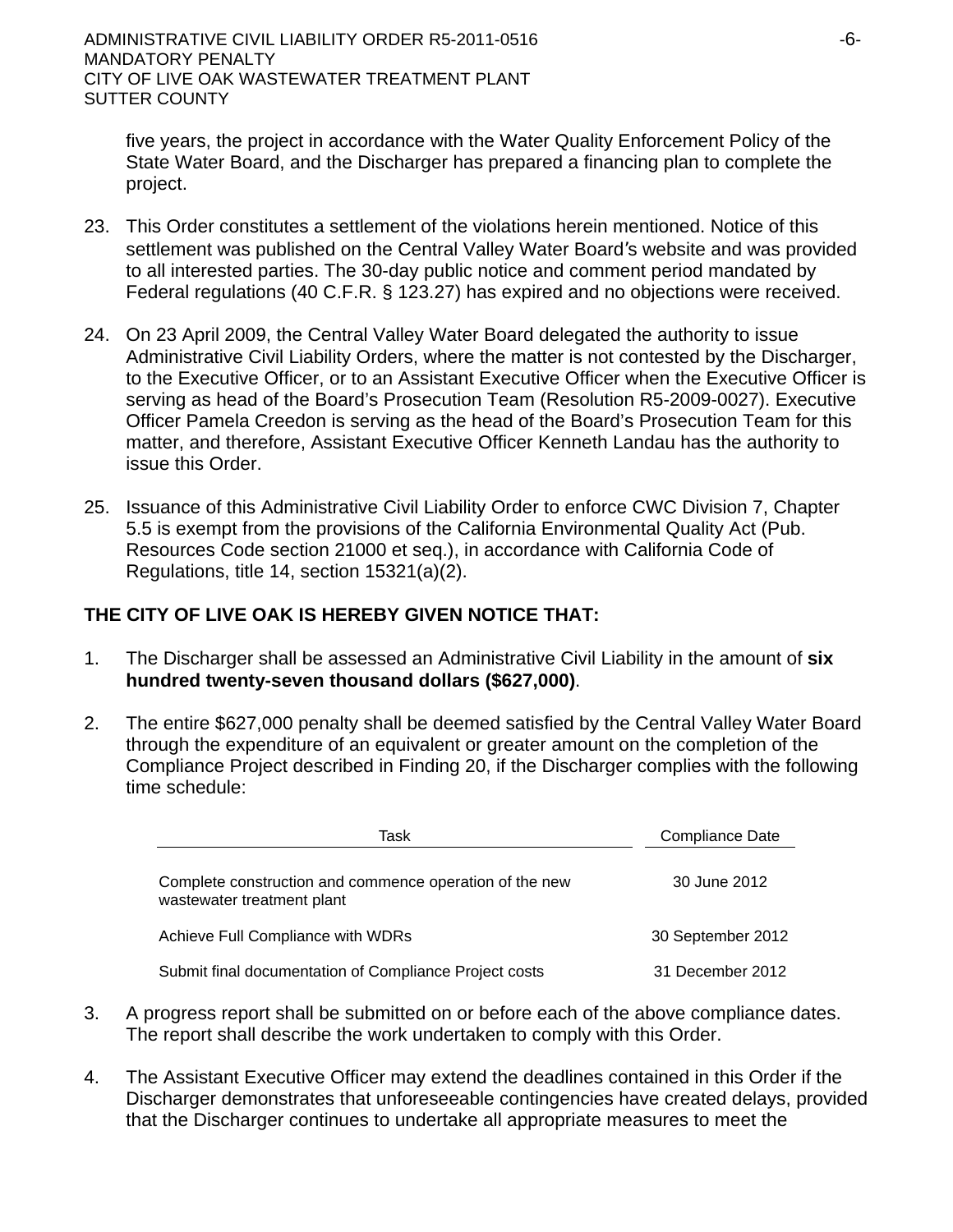five years, the project in accordance with the Water Quality Enforcement Policy of the State Water Board, and the Discharger has prepared a financing plan to complete the project.

23. This Order constitutes a settlement of the violations herein mentioned. Notice of this settlement was published on the Central Valley Water Board's website and was provided to all interested parties. The 30-day public notice and comment period mandated by Federal regulations (40 C.F.R. § 123.27) has expired and no objections were received.

24. On 23 April 2009, the Central Valley Water Board delegated the authority to issue Administrative Civil Liability Orders, where the matter is not contested by the Discharger, to the Executive Officer, or to an Assistant Executive Officer when the Executive Officer is serving as head of the Board's Prosecution Team (Resolution R5-2009-0027). Executive Officer Pamela Creedon is serving as the head of the Board's Prosecution Team for this matter, and therefore, Assistant Executive Officer Kenneth Landau has the authority to issue this Order.

25. Issuance of this Administrative Civil Liability Order to enforce CWC Division 7, Chapter 5.5 is exempt from the provisions of the California Environmental Quality Act (Pub. Resources Code section 21000 et seq.), in accordance with California Code of Regulations, title 14, section 15321(a)(2).

**THE CITY OF LIVE OAK IS HEREBY GIVEN NOTICE THAT:**

1. The Discharger shall be assessed an Administrative Civil Liability in the amount of **six hundred twenty-seven thousand dollars ($627,000)**.

2. The entire $627,000 penalty shall be deemed satisfied by the Central Valley Water Board through the expenditure of an equivalent or greater amount on the completion of the Compliance Project described in Finding 20, if the Discharger complies with the following time schedule:

| Task | Compliance Date |
|---|---|
| Complete construction and commence operation of the new wastewater treatment plant | 30 June 2012 |
| Achieve Full Compliance with WDRs | 30 September 2012 |
| Submit final documentation of Compliance Project costs | 31 December 2012 |

3. A progress report shall be submitted on or before each of the above compliance dates. The report shall describe the work undertaken to comply with this Order.

4. The Assistant Executive Officer may extend the deadlines contained in this Order if the Discharger demonstrates that unforeseeable contingencies have created delays, provided that the Discharger continues to undertake all appropriate measures to meet the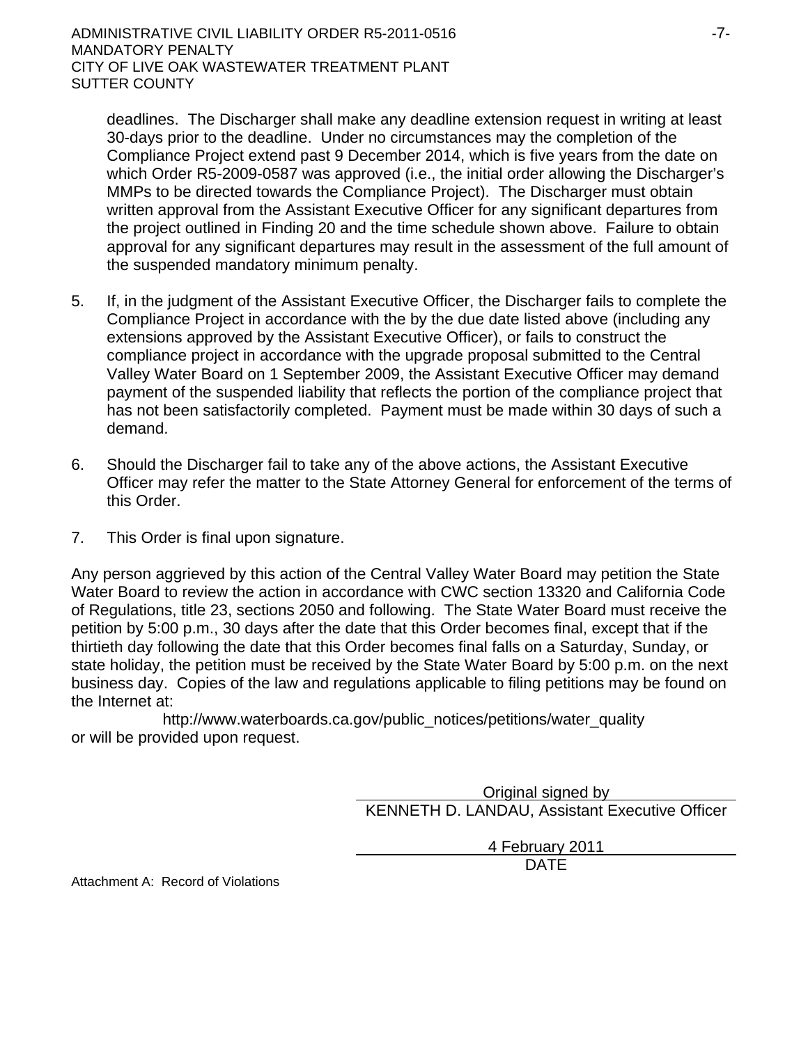deadlines. The Discharger shall make any deadline extension request in writing at least 30-days prior to the deadline. Under no circumstances may the completion of the Compliance Project extend past 9 December 2014, which is five years from the date on which Order R5-2009-0587 was approved (i.e., the initial order allowing the Discharger's MMPs to be directed towards the Compliance Project). The Discharger must obtain written approval from the Assistant Executive Officer for any significant departures from the project outlined in Finding 20 and the time schedule shown above. Failure to obtain approval for any significant departures may result in the assessment of the full amount of the suspended mandatory minimum penalty.

5. If, in the judgment of the Assistant Executive Officer, the Discharger fails to complete the Compliance Project in accordance with the by the due date listed above (including any extensions approved by the Assistant Executive Officer), or fails to construct the compliance project in accordance with the upgrade proposal submitted to the Central Valley Water Board on 1 September 2009, the Assistant Executive Officer may demand payment of the suspended liability that reflects the portion of the compliance project that has not been satisfactorily completed. Payment must be made within 30 days of such a demand.

6. Should the Discharger fail to take any of the above actions, the Assistant Executive Officer may refer the matter to the State Attorney General for enforcement of the terms of this Order.

7. This Order is final upon signature.

Any person aggrieved by this action of the Central Valley Water Board may petition the State Water Board to review the action in accordance with CWC section 13320 and California Code of Regulations, title 23, sections 2050 and following. The State Water Board must receive the petition by 5:00 p.m., 30 days after the date that this Order becomes final, except that if the thirtieth day following the date that this Order becomes final falls on a Saturday, Sunday, or state holiday, the petition must be received by the State Water Board by 5:00 p.m. on the next business day. Copies of the law and regulations applicable to filing petitions may be found on the Internet at:

http://www.waterboards.ca.gov/public_notices/petitions/water_quality

or will be provided upon request.

Original signed by

KENNETH D. LANDAU, Assistant Executive Officer

4 February 2011

DATE

Attachment A: Record of Violations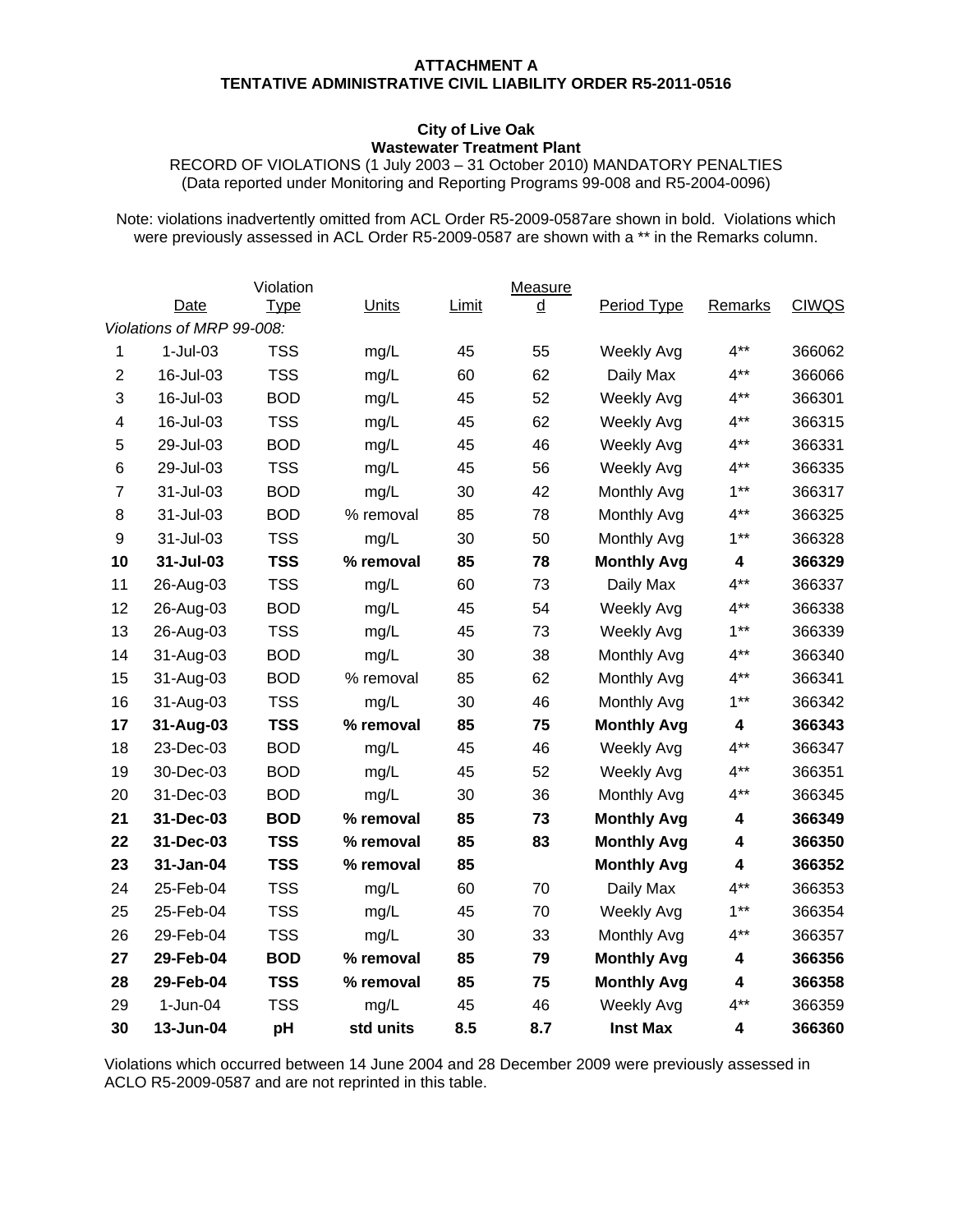**ATTACHMENT A**
**TENTATIVE ADMINISTRATIVE CIVIL LIABILITY ORDER R5-2011-0516**

**City of Live Oak**
**Wastewater Treatment Plant**
RECORD OF VIOLATIONS (1 July 2003 – 31 October 2010) MANDATORY PENALTIES
(Data reported under Monitoring and Reporting Programs 99-008 and R5-2004-0096)

Note: violations inadvertently omitted from ACL Order R5-2009-0587are shown in bold. Violations which were previously assessed in ACL Order R5-2009-0587 are shown with a ** in the Remarks column.

| | Date | Violation Type | Units | Limit | Measured | Period Type | Remarks | CIWQS |
|---|---|---|---|---|---|---|---|---|
| *Violations of MRP 99-008:* | | | | | | | | |
| 1 | 1-Jul-03 | TSS | mg/L | 45 | 55 | Weekly Avg | 4** | 366062 |
| 2 | 16-Jul-03 | TSS | mg/L | 60 | 62 | Daily Max | 4** | 366066 |
| 3 | 16-Jul-03 | BOD | mg/L | 45 | 52 | Weekly Avg | 4** | 366301 |
| 4 | 16-Jul-03 | TSS | mg/L | 45 | 62 | Weekly Avg | 4** | 366315 |
| 5 | 29-Jul-03 | BOD | mg/L | 45 | 46 | Weekly Avg | 4** | 366331 |
| 6 | 29-Jul-03 | TSS | mg/L | 45 | 56 | Weekly Avg | 4** | 366335 |
| 7 | 31-Jul-03 | BOD | mg/L | 30 | 42 | Monthly Avg | 1** | 366317 |
| 8 | 31-Jul-03 | BOD | % removal | 85 | 78 | Monthly Avg | 4** | 366325 |
| 9 | 31-Jul-03 | TSS | mg/L | 30 | 50 | Monthly Avg | 1** | 366328 |
| **10** | **31-Jul-03** | **TSS** | **% removal** | **85** | **78** | **Monthly Avg** | **4** | **366329** |
| 11 | 26-Aug-03 | TSS | mg/L | 60 | 73 | Daily Max | 4** | 366337 |
| 12 | 26-Aug-03 | BOD | mg/L | 45 | 54 | Weekly Avg | 4** | 366338 |
| 13 | 26-Aug-03 | TSS | mg/L | 45 | 73 | Weekly Avg | 1** | 366339 |
| 14 | 31-Aug-03 | BOD | mg/L | 30 | 38 | Monthly Avg | 4** | 366340 |
| 15 | 31-Aug-03 | BOD | % removal | 85 | 62 | Monthly Avg | 4** | 366341 |
| 16 | 31-Aug-03 | TSS | mg/L | 30 | 46 | Monthly Avg | 1** | 366342 |
| **17** | **31-Aug-03** | **TSS** | **% removal** | **85** | **75** | **Monthly Avg** | **4** | **366343** |
| 18 | 23-Dec-03 | BOD | mg/L | 45 | 46 | Weekly Avg | 4** | 366347 |
| 19 | 30-Dec-03 | BOD | mg/L | 45 | 52 | Weekly Avg | 4** | 366351 |
| 20 | 31-Dec-03 | BOD | mg/L | 30 | 36 | Monthly Avg | 4** | 366345 |
| **21** | **31-Dec-03** | **BOD** | **% removal** | **85** | **73** | **Monthly Avg** | **4** | **366349** |
| **22** | **31-Dec-03** | **TSS** | **% removal** | **85** | **83** | **Monthly Avg** | **4** | **366350** |
| **23** | **31-Jan-04** | **TSS** | **% removal** | **85** | | **Monthly Avg** | **4** | **366352** |
| 24 | 25-Feb-04 | TSS | mg/L | 60 | 70 | Daily Max | 4** | 366353 |
| 25 | 25-Feb-04 | TSS | mg/L | 45 | 70 | Weekly Avg | 1** | 366354 |
| 26 | 29-Feb-04 | TSS | mg/L | 30 | 33 | Monthly Avg | 4** | 366357 |
| **27** | **29-Feb-04** | **BOD** | **% removal** | **85** | **79** | **Monthly Avg** | **4** | **366356** |
| **28** | **29-Feb-04** | **TSS** | **% removal** | **85** | **75** | **Monthly Avg** | **4** | **366358** |
| 29 | 1-Jun-04 | TSS | mg/L | 45 | 46 | Weekly Avg | 4** | 366359 |
| **30** | **13-Jun-04** | **pH** | **std units** | **8.5** | **8.7** | **Inst Max** | **4** | **366360** |

Violations which occurred between 14 June 2004 and 28 December 2009 were previously assessed in ACLO R5-2009-0587 and are not reprinted in this table.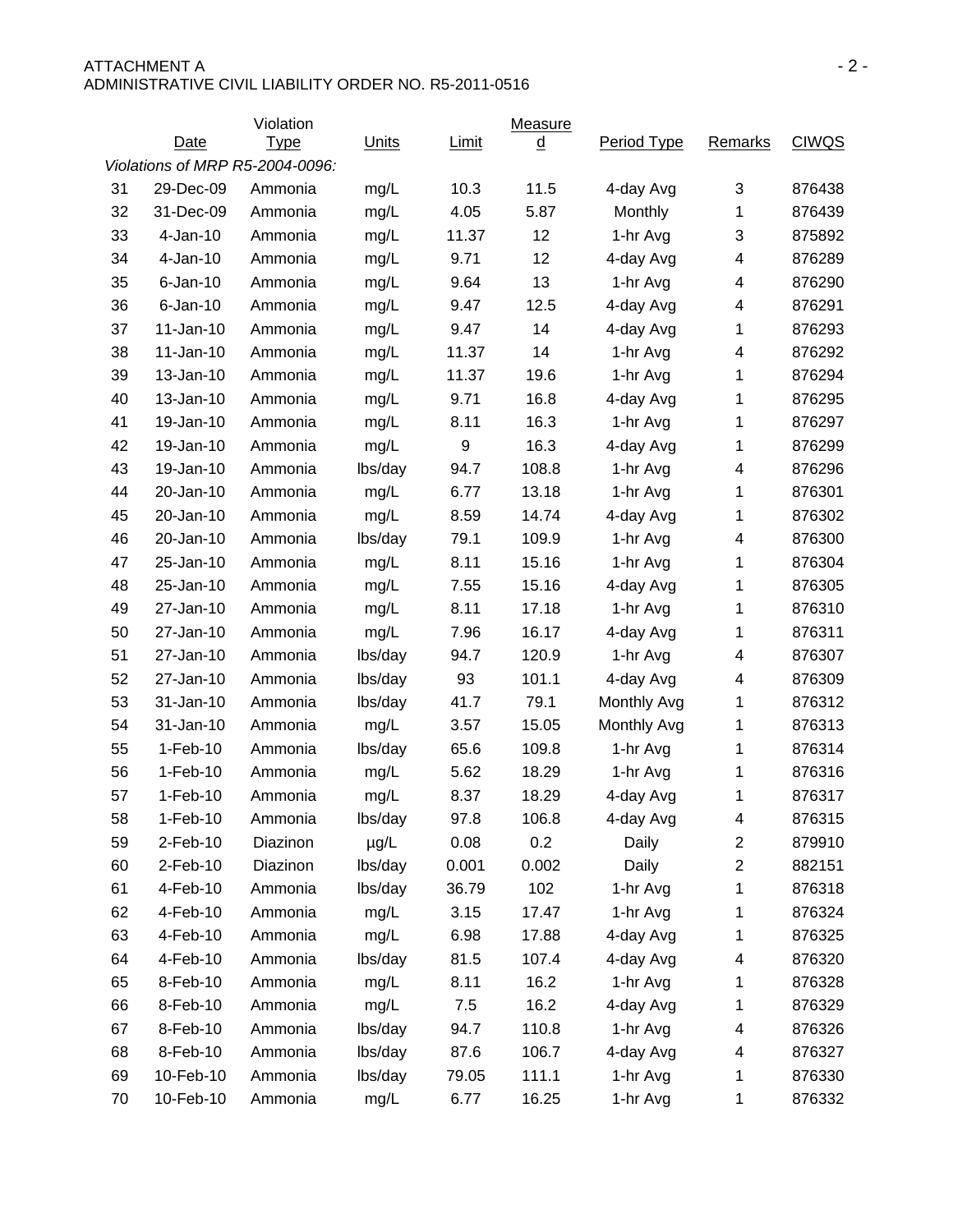ATTACHMENT A
ADMINISTRATIVE CIVIL LIABILITY ORDER NO. R5-2011-0516

| | Date | Violation Type | Units | Limit | Measured | Period Type | Remarks | CIWQS |
|---|---|---|---|---|---|---|---|---|
| *Violations of MRP R5-2004-0096:* | | | | | | | | |
| 31 | 29-Dec-09 | Ammonia | mg/L | 10.3 | 11.5 | 4-day Avg | 3 | 876438 |
| 32 | 31-Dec-09 | Ammonia | mg/L | 4.05 | 5.87 | Monthly | 1 | 876439 |
| 33 | 4-Jan-10 | Ammonia | mg/L | 11.37 | 12 | 1-hr Avg | 3 | 875892 |
| 34 | 4-Jan-10 | Ammonia | mg/L | 9.71 | 12 | 4-day Avg | 4 | 876289 |
| 35 | 6-Jan-10 | Ammonia | mg/L | 9.64 | 13 | 1-hr Avg | 4 | 876290 |
| 36 | 6-Jan-10 | Ammonia | mg/L | 9.47 | 12.5 | 4-day Avg | 4 | 876291 |
| 37 | 11-Jan-10 | Ammonia | mg/L | 9.47 | 14 | 4-day Avg | 1 | 876293 |
| 38 | 11-Jan-10 | Ammonia | mg/L | 11.37 | 14 | 1-hr Avg | 4 | 876292 |
| 39 | 13-Jan-10 | Ammonia | mg/L | 11.37 | 19.6 | 1-hr Avg | 1 | 876294 |
| 40 | 13-Jan-10 | Ammonia | mg/L | 9.71 | 16.8 | 4-day Avg | 1 | 876295 |
| 41 | 19-Jan-10 | Ammonia | mg/L | 8.11 | 16.3 | 1-hr Avg | 1 | 876297 |
| 42 | 19-Jan-10 | Ammonia | mg/L | 9 | 16.3 | 4-day Avg | 1 | 876299 |
| 43 | 19-Jan-10 | Ammonia | lbs/day | 94.7 | 108.8 | 1-hr Avg | 4 | 876296 |
| 44 | 20-Jan-10 | Ammonia | mg/L | 6.77 | 13.18 | 1-hr Avg | 1 | 876301 |
| 45 | 20-Jan-10 | Ammonia | mg/L | 8.59 | 14.74 | 4-day Avg | 1 | 876302 |
| 46 | 20-Jan-10 | Ammonia | lbs/day | 79.1 | 109.9 | 1-hr Avg | 4 | 876300 |
| 47 | 25-Jan-10 | Ammonia | mg/L | 8.11 | 15.16 | 1-hr Avg | 1 | 876304 |
| 48 | 25-Jan-10 | Ammonia | mg/L | 7.55 | 15.16 | 4-day Avg | 1 | 876305 |
| 49 | 27-Jan-10 | Ammonia | mg/L | 8.11 | 17.18 | 1-hr Avg | 1 | 876310 |
| 50 | 27-Jan-10 | Ammonia | mg/L | 7.96 | 16.17 | 4-day Avg | 1 | 876311 |
| 51 | 27-Jan-10 | Ammonia | lbs/day | 94.7 | 120.9 | 1-hr Avg | 4 | 876307 |
| 52 | 27-Jan-10 | Ammonia | lbs/day | 93 | 101.1 | 4-day Avg | 4 | 876309 |
| 53 | 31-Jan-10 | Ammonia | lbs/day | 41.7 | 79.1 | Monthly Avg | 1 | 876312 |
| 54 | 31-Jan-10 | Ammonia | mg/L | 3.57 | 15.05 | Monthly Avg | 1 | 876313 |
| 55 | 1-Feb-10 | Ammonia | lbs/day | 65.6 | 109.8 | 1-hr Avg | 1 | 876314 |
| 56 | 1-Feb-10 | Ammonia | mg/L | 5.62 | 18.29 | 1-hr Avg | 1 | 876316 |
| 57 | 1-Feb-10 | Ammonia | mg/L | 8.37 | 18.29 | 4-day Avg | 1 | 876317 |
| 58 | 1-Feb-10 | Ammonia | lbs/day | 97.8 | 106.8 | 4-day Avg | 4 | 876315 |
| 59 | 2-Feb-10 | Diazinon | µg/L | 0.08 | 0.2 | Daily | 2 | 879910 |
| 60 | 2-Feb-10 | Diazinon | lbs/day | 0.001 | 0.002 | Daily | 2 | 882151 |
| 61 | 4-Feb-10 | Ammonia | lbs/day | 36.79 | 102 | 1-hr Avg | 1 | 876318 |
| 62 | 4-Feb-10 | Ammonia | mg/L | 3.15 | 17.47 | 1-hr Avg | 1 | 876324 |
| 63 | 4-Feb-10 | Ammonia | mg/L | 6.98 | 17.88 | 4-day Avg | 1 | 876325 |
| 64 | 4-Feb-10 | Ammonia | lbs/day | 81.5 | 107.4 | 4-day Avg | 4 | 876320 |
| 65 | 8-Feb-10 | Ammonia | mg/L | 8.11 | 16.2 | 1-hr Avg | 1 | 876328 |
| 66 | 8-Feb-10 | Ammonia | mg/L | 7.5 | 16.2 | 4-day Avg | 1 | 876329 |
| 67 | 8-Feb-10 | Ammonia | lbs/day | 94.7 | 110.8 | 1-hr Avg | 4 | 876326 |
| 68 | 8-Feb-10 | Ammonia | lbs/day | 87.6 | 106.7 | 4-day Avg | 4 | 876327 |
| 69 | 10-Feb-10 | Ammonia | lbs/day | 79.05 | 111.1 | 1-hr Avg | 1 | 876330 |
| 70 | 10-Feb-10 | Ammonia | mg/L | 6.77 | 16.25 | 1-hr Avg | 1 | 876332 |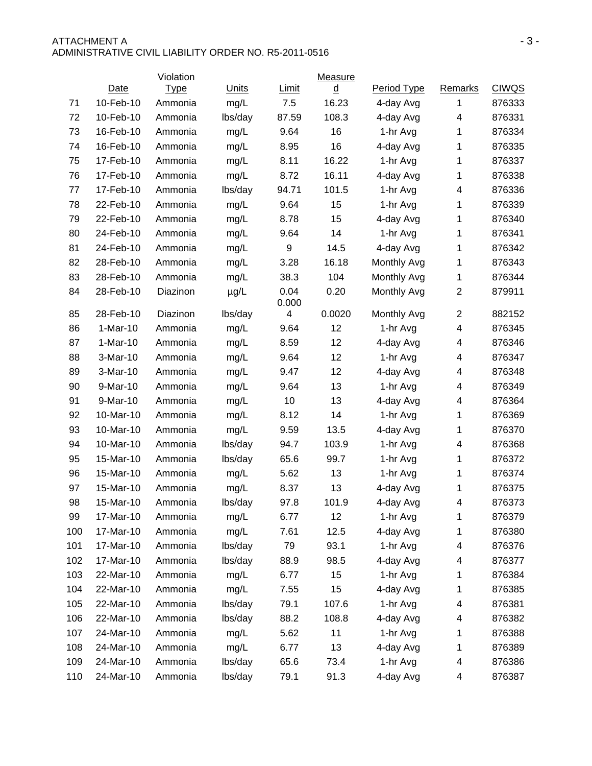ATTACHMENT A
ADMINISTRATIVE CIVIL LIABILITY ORDER NO. R5-2011-0516

| | Date | Violation Type | Units | Limit | Measured | Period Type | Remarks | CIWQS |
|---|---|---|---|---|---|---|---|---|
| 71 | 10-Feb-10 | Ammonia | mg/L | 7.5 | 16.23 | 4-day Avg | 1 | 876333 |
| 72 | 10-Feb-10 | Ammonia | lbs/day | 87.59 | 108.3 | 4-day Avg | 4 | 876331 |
| 73 | 16-Feb-10 | Ammonia | mg/L | 9.64 | 16 | 1-hr Avg | 1 | 876334 |
| 74 | 16-Feb-10 | Ammonia | mg/L | 8.95 | 16 | 4-day Avg | 1 | 876335 |
| 75 | 17-Feb-10 | Ammonia | mg/L | 8.11 | 16.22 | 1-hr Avg | 1 | 876337 |
| 76 | 17-Feb-10 | Ammonia | mg/L | 8.72 | 16.11 | 4-day Avg | 1 | 876338 |
| 77 | 17-Feb-10 | Ammonia | lbs/day | 94.71 | 101.5 | 1-hr Avg | 4 | 876336 |
| 78 | 22-Feb-10 | Ammonia | mg/L | 9.64 | 15 | 1-hr Avg | 1 | 876339 |
| 79 | 22-Feb-10 | Ammonia | mg/L | 8.78 | 15 | 4-day Avg | 1 | 876340 |
| 80 | 24-Feb-10 | Ammonia | mg/L | 9.64 | 14 | 1-hr Avg | 1 | 876341 |
| 81 | 24-Feb-10 | Ammonia | mg/L | 9 | 14.5 | 4-day Avg | 1 | 876342 |
| 82 | 28-Feb-10 | Ammonia | mg/L | 3.28 | 16.18 | Monthly Avg | 1 | 876343 |
| 83 | 28-Feb-10 | Ammonia | mg/L | 38.3 | 104 | Monthly Avg | 1 | 876344 |
| 84 | 28-Feb-10 | Diazinon | µg/L | 0.04 | 0.20 | Monthly Avg | 2 | 879911 |
| 85 | 28-Feb-10 | Diazinon | lbs/day | 0.0004 | 0.0020 | Monthly Avg | 2 | 882152 |
| 86 | 1-Mar-10 | Ammonia | mg/L | 9.64 | 12 | 1-hr Avg | 4 | 876345 |
| 87 | 1-Mar-10 | Ammonia | mg/L | 8.59 | 12 | 4-day Avg | 4 | 876346 |
| 88 | 3-Mar-10 | Ammonia | mg/L | 9.64 | 12 | 1-hr Avg | 4 | 876347 |
| 89 | 3-Mar-10 | Ammonia | mg/L | 9.47 | 12 | 4-day Avg | 4 | 876348 |
| 90 | 9-Mar-10 | Ammonia | mg/L | 9.64 | 13 | 1-hr Avg | 4 | 876349 |
| 91 | 9-Mar-10 | Ammonia | mg/L | 10 | 13 | 4-day Avg | 4 | 876364 |
| 92 | 10-Mar-10 | Ammonia | mg/L | 8.12 | 14 | 1-hr Avg | 1 | 876369 |
| 93 | 10-Mar-10 | Ammonia | mg/L | 9.59 | 13.5 | 4-day Avg | 1 | 876370 |
| 94 | 10-Mar-10 | Ammonia | lbs/day | 94.7 | 103.9 | 1-hr Avg | 4 | 876368 |
| 95 | 15-Mar-10 | Ammonia | lbs/day | 65.6 | 99.7 | 1-hr Avg | 1 | 876372 |
| 96 | 15-Mar-10 | Ammonia | mg/L | 5.62 | 13 | 1-hr Avg | 1 | 876374 |
| 97 | 15-Mar-10 | Ammonia | mg/L | 8.37 | 13 | 4-day Avg | 1 | 876375 |
| 98 | 15-Mar-10 | Ammonia | lbs/day | 97.8 | 101.9 | 4-day Avg | 4 | 876373 |
| 99 | 17-Mar-10 | Ammonia | mg/L | 6.77 | 12 | 1-hr Avg | 1 | 876379 |
| 100 | 17-Mar-10 | Ammonia | mg/L | 7.61 | 12.5 | 4-day Avg | 1 | 876380 |
| 101 | 17-Mar-10 | Ammonia | lbs/day | 79 | 93.1 | 1-hr Avg | 4 | 876376 |
| 102 | 17-Mar-10 | Ammonia | lbs/day | 88.9 | 98.5 | 4-day Avg | 4 | 876377 |
| 103 | 22-Mar-10 | Ammonia | mg/L | 6.77 | 15 | 1-hr Avg | 1 | 876384 |
| 104 | 22-Mar-10 | Ammonia | mg/L | 7.55 | 15 | 4-day Avg | 1 | 876385 |
| 105 | 22-Mar-10 | Ammonia | lbs/day | 79.1 | 107.6 | 1-hr Avg | 4 | 876381 |
| 106 | 22-Mar-10 | Ammonia | lbs/day | 88.2 | 108.8 | 4-day Avg | 4 | 876382 |
| 107 | 24-Mar-10 | Ammonia | mg/L | 5.62 | 11 | 1-hr Avg | 1 | 876388 |
| 108 | 24-Mar-10 | Ammonia | mg/L | 6.77 | 13 | 4-day Avg | 1 | 876389 |
| 109 | 24-Mar-10 | Ammonia | lbs/day | 65.6 | 73.4 | 1-hr Avg | 4 | 876386 |
| 110 | 24-Mar-10 | Ammonia | lbs/day | 79.1 | 91.3 | 4-day Avg | 4 | 876387 |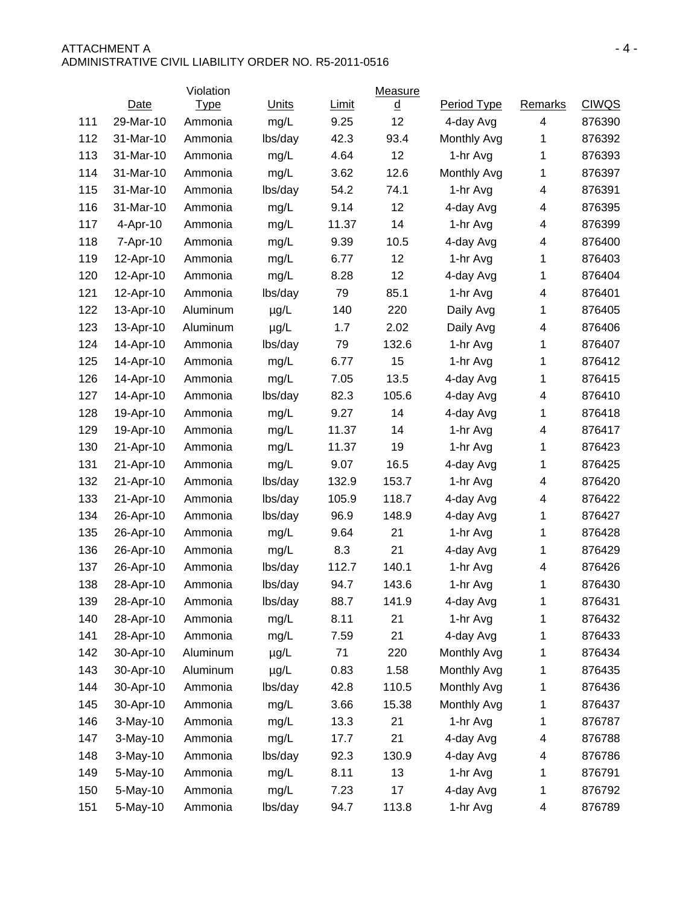| | Date | Violation Type | Units | Limit | Measured | Period Type | Remarks | CIWQS |
|---|---|---|---|---|---|---|---|---|
| 111 | 29-Mar-10 | Ammonia | mg/L | 9.25 | 12 | 4-day Avg | 4 | 876390 |
| 112 | 31-Mar-10 | Ammonia | lbs/day | 42.3 | 93.4 | Monthly Avg | 1 | 876392 |
| 113 | 31-Mar-10 | Ammonia | mg/L | 4.64 | 12 | 1-hr Avg | 1 | 876393 |
| 114 | 31-Mar-10 | Ammonia | mg/L | 3.62 | 12.6 | Monthly Avg | 1 | 876397 |
| 115 | 31-Mar-10 | Ammonia | lbs/day | 54.2 | 74.1 | 1-hr Avg | 4 | 876391 |
| 116 | 31-Mar-10 | Ammonia | mg/L | 9.14 | 12 | 4-day Avg | 4 | 876395 |
| 117 | 4-Apr-10 | Ammonia | mg/L | 11.37 | 14 | 1-hr Avg | 4 | 876399 |
| 118 | 7-Apr-10 | Ammonia | mg/L | 9.39 | 10.5 | 4-day Avg | 4 | 876400 |
| 119 | 12-Apr-10 | Ammonia | mg/L | 6.77 | 12 | 1-hr Avg | 1 | 876403 |
| 120 | 12-Apr-10 | Ammonia | mg/L | 8.28 | 12 | 4-day Avg | 1 | 876404 |
| 121 | 12-Apr-10 | Ammonia | lbs/day | 79 | 85.1 | 1-hr Avg | 4 | 876401 |
| 122 | 13-Apr-10 | Aluminum | µg/L | 140 | 220 | Daily Avg | 1 | 876405 |
| 123 | 13-Apr-10 | Aluminum | µg/L | 1.7 | 2.02 | Daily Avg | 4 | 876406 |
| 124 | 14-Apr-10 | Ammonia | lbs/day | 79 | 132.6 | 1-hr Avg | 1 | 876407 |
| 125 | 14-Apr-10 | Ammonia | mg/L | 6.77 | 15 | 1-hr Avg | 1 | 876412 |
| 126 | 14-Apr-10 | Ammonia | mg/L | 7.05 | 13.5 | 4-day Avg | 1 | 876415 |
| 127 | 14-Apr-10 | Ammonia | lbs/day | 82.3 | 105.6 | 4-day Avg | 4 | 876410 |
| 128 | 19-Apr-10 | Ammonia | mg/L | 9.27 | 14 | 4-day Avg | 1 | 876418 |
| 129 | 19-Apr-10 | Ammonia | mg/L | 11.37 | 14 | 1-hr Avg | 4 | 876417 |
| 130 | 21-Apr-10 | Ammonia | mg/L | 11.37 | 19 | 1-hr Avg | 1 | 876423 |
| 131 | 21-Apr-10 | Ammonia | mg/L | 9.07 | 16.5 | 4-day Avg | 1 | 876425 |
| 132 | 21-Apr-10 | Ammonia | lbs/day | 132.9 | 153.7 | 1-hr Avg | 4 | 876420 |
| 133 | 21-Apr-10 | Ammonia | lbs/day | 105.9 | 118.7 | 4-day Avg | 4 | 876422 |
| 134 | 26-Apr-10 | Ammonia | lbs/day | 96.9 | 148.9 | 4-day Avg | 1 | 876427 |
| 135 | 26-Apr-10 | Ammonia | mg/L | 9.64 | 21 | 1-hr Avg | 1 | 876428 |
| 136 | 26-Apr-10 | Ammonia | mg/L | 8.3 | 21 | 4-day Avg | 1 | 876429 |
| 137 | 26-Apr-10 | Ammonia | lbs/day | 112.7 | 140.1 | 1-hr Avg | 4 | 876426 |
| 138 | 28-Apr-10 | Ammonia | lbs/day | 94.7 | 143.6 | 1-hr Avg | 1 | 876430 |
| 139 | 28-Apr-10 | Ammonia | lbs/day | 88.7 | 141.9 | 4-day Avg | 1 | 876431 |
| 140 | 28-Apr-10 | Ammonia | mg/L | 8.11 | 21 | 1-hr Avg | 1 | 876432 |
| 141 | 28-Apr-10 | Ammonia | mg/L | 7.59 | 21 | 4-day Avg | 1 | 876433 |
| 142 | 30-Apr-10 | Aluminum | µg/L | 71 | 220 | Monthly Avg | 1 | 876434 |
| 143 | 30-Apr-10 | Aluminum | µg/L | 0.83 | 1.58 | Monthly Avg | 1 | 876435 |
| 144 | 30-Apr-10 | Ammonia | lbs/day | 42.8 | 110.5 | Monthly Avg | 1 | 876436 |
| 145 | 30-Apr-10 | Ammonia | mg/L | 3.66 | 15.38 | Monthly Avg | 1 | 876437 |
| 146 | 3-May-10 | Ammonia | mg/L | 13.3 | 21 | 1-hr Avg | 1 | 876787 |
| 147 | 3-May-10 | Ammonia | mg/L | 17.7 | 21 | 4-day Avg | 4 | 876788 |
| 148 | 3-May-10 | Ammonia | lbs/day | 92.3 | 130.9 | 4-day Avg | 4 | 876786 |
| 149 | 5-May-10 | Ammonia | mg/L | 8.11 | 13 | 1-hr Avg | 1 | 876791 |
| 150 | 5-May-10 | Ammonia | mg/L | 7.23 | 17 | 4-day Avg | 1 | 876792 |
| 151 | 5-May-10 | Ammonia | lbs/day | 94.7 | 113.8 | 1-hr Avg | 4 | 876789 |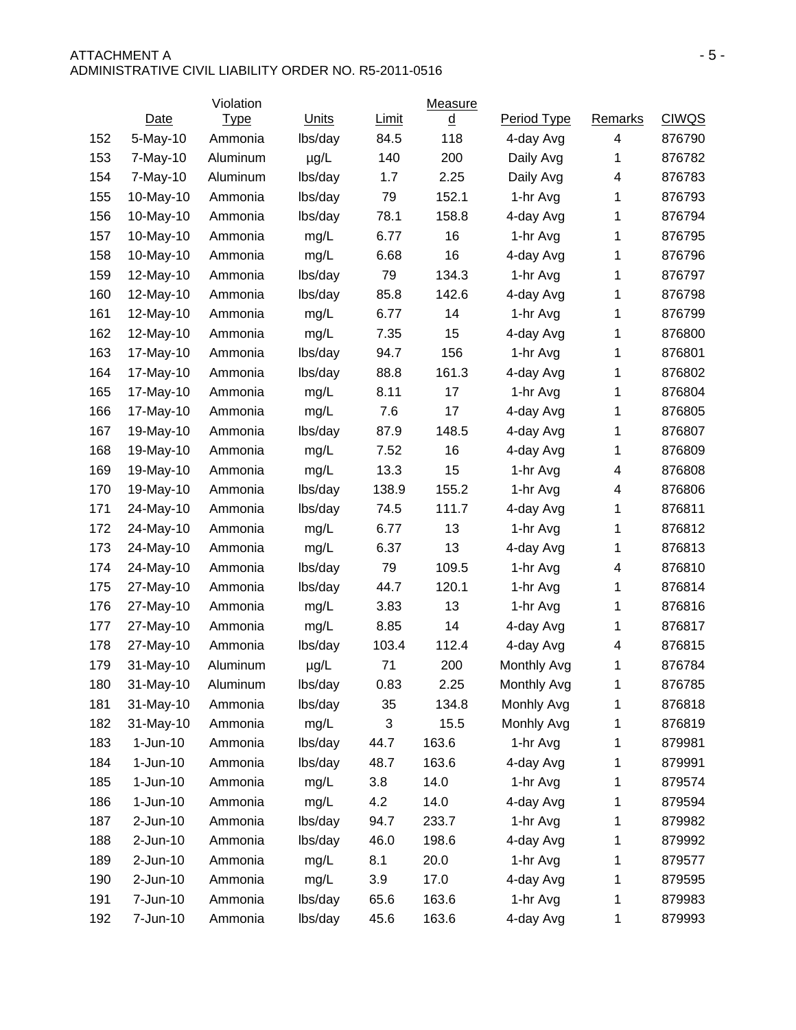| | Date | Violation Type | Units | Limit | Measured | Period Type | Remarks | CIWQS |
|---|---|---|---|---|---|---|---|---|
| 152 | 5-May-10 | Ammonia | lbs/day | 84.5 | 118 | 4-day Avg | 4 | 876790 |
| 153 | 7-May-10 | Aluminum | µg/L | 140 | 200 | Daily Avg | 1 | 876782 |
| 154 | 7-May-10 | Aluminum | lbs/day | 1.7 | 2.25 | Daily Avg | 4 | 876783 |
| 155 | 10-May-10 | Ammonia | lbs/day | 79 | 152.1 | 1-hr Avg | 1 | 876793 |
| 156 | 10-May-10 | Ammonia | lbs/day | 78.1 | 158.8 | 4-day Avg | 1 | 876794 |
| 157 | 10-May-10 | Ammonia | mg/L | 6.77 | 16 | 1-hr Avg | 1 | 876795 |
| 158 | 10-May-10 | Ammonia | mg/L | 6.68 | 16 | 4-day Avg | 1 | 876796 |
| 159 | 12-May-10 | Ammonia | lbs/day | 79 | 134.3 | 1-hr Avg | 1 | 876797 |
| 160 | 12-May-10 | Ammonia | lbs/day | 85.8 | 142.6 | 4-day Avg | 1 | 876798 |
| 161 | 12-May-10 | Ammonia | mg/L | 6.77 | 14 | 1-hr Avg | 1 | 876799 |
| 162 | 12-May-10 | Ammonia | mg/L | 7.35 | 15 | 4-day Avg | 1 | 876800 |
| 163 | 17-May-10 | Ammonia | lbs/day | 94.7 | 156 | 1-hr Avg | 1 | 876801 |
| 164 | 17-May-10 | Ammonia | lbs/day | 88.8 | 161.3 | 4-day Avg | 1 | 876802 |
| 165 | 17-May-10 | Ammonia | mg/L | 8.11 | 17 | 1-hr Avg | 1 | 876804 |
| 166 | 17-May-10 | Ammonia | mg/L | 7.6 | 17 | 4-day Avg | 1 | 876805 |
| 167 | 19-May-10 | Ammonia | lbs/day | 87.9 | 148.5 | 4-day Avg | 1 | 876807 |
| 168 | 19-May-10 | Ammonia | mg/L | 7.52 | 16 | 4-day Avg | 1 | 876809 |
| 169 | 19-May-10 | Ammonia | mg/L | 13.3 | 15 | 1-hr Avg | 4 | 876808 |
| 170 | 19-May-10 | Ammonia | lbs/day | 138.9 | 155.2 | 1-hr Avg | 4 | 876806 |
| 171 | 24-May-10 | Ammonia | lbs/day | 74.5 | 111.7 | 4-day Avg | 1 | 876811 |
| 172 | 24-May-10 | Ammonia | mg/L | 6.77 | 13 | 1-hr Avg | 1 | 876812 |
| 173 | 24-May-10 | Ammonia | mg/L | 6.37 | 13 | 4-day Avg | 1 | 876813 |
| 174 | 24-May-10 | Ammonia | lbs/day | 79 | 109.5 | 1-hr Avg | 4 | 876810 |
| 175 | 27-May-10 | Ammonia | lbs/day | 44.7 | 120.1 | 1-hr Avg | 1 | 876814 |
| 176 | 27-May-10 | Ammonia | mg/L | 3.83 | 13 | 1-hr Avg | 1 | 876816 |
| 177 | 27-May-10 | Ammonia | mg/L | 8.85 | 14 | 4-day Avg | 1 | 876817 |
| 178 | 27-May-10 | Ammonia | lbs/day | 103.4 | 112.4 | 4-day Avg | 4 | 876815 |
| 179 | 31-May-10 | Aluminum | µg/L | 71 | 200 | Monthly Avg | 1 | 876784 |
| 180 | 31-May-10 | Aluminum | lbs/day | 0.83 | 2.25 | Monthly Avg | 1 | 876785 |
| 181 | 31-May-10 | Ammonia | lbs/day | 35 | 134.8 | Monhly Avg | 1 | 876818 |
| 182 | 31-May-10 | Ammonia | mg/L | 3 | 15.5 | Monhly Avg | 1 | 876819 |
| 183 | 1-Jun-10 | Ammonia | lbs/day | 44.7 | 163.6 | 1-hr Avg | 1 | 879981 |
| 184 | 1-Jun-10 | Ammonia | lbs/day | 48.7 | 163.6 | 4-day Avg | 1 | 879991 |
| 185 | 1-Jun-10 | Ammonia | mg/L | 3.8 | 14.0 | 1-hr Avg | 1 | 879574 |
| 186 | 1-Jun-10 | Ammonia | mg/L | 4.2 | 14.0 | 4-day Avg | 1 | 879594 |
| 187 | 2-Jun-10 | Ammonia | lbs/day | 94.7 | 233.7 | 1-hr Avg | 1 | 879982 |
| 188 | 2-Jun-10 | Ammonia | lbs/day | 46.0 | 198.6 | 4-day Avg | 1 | 879992 |
| 189 | 2-Jun-10 | Ammonia | mg/L | 8.1 | 20.0 | 1-hr Avg | 1 | 879577 |
| 190 | 2-Jun-10 | Ammonia | mg/L | 3.9 | 17.0 | 4-day Avg | 1 | 879595 |
| 191 | 7-Jun-10 | Ammonia | lbs/day | 65.6 | 163.6 | 1-hr Avg | 1 | 879983 |
| 192 | 7-Jun-10 | Ammonia | lbs/day | 45.6 | 163.6 | 4-day Avg | 1 | 879993 |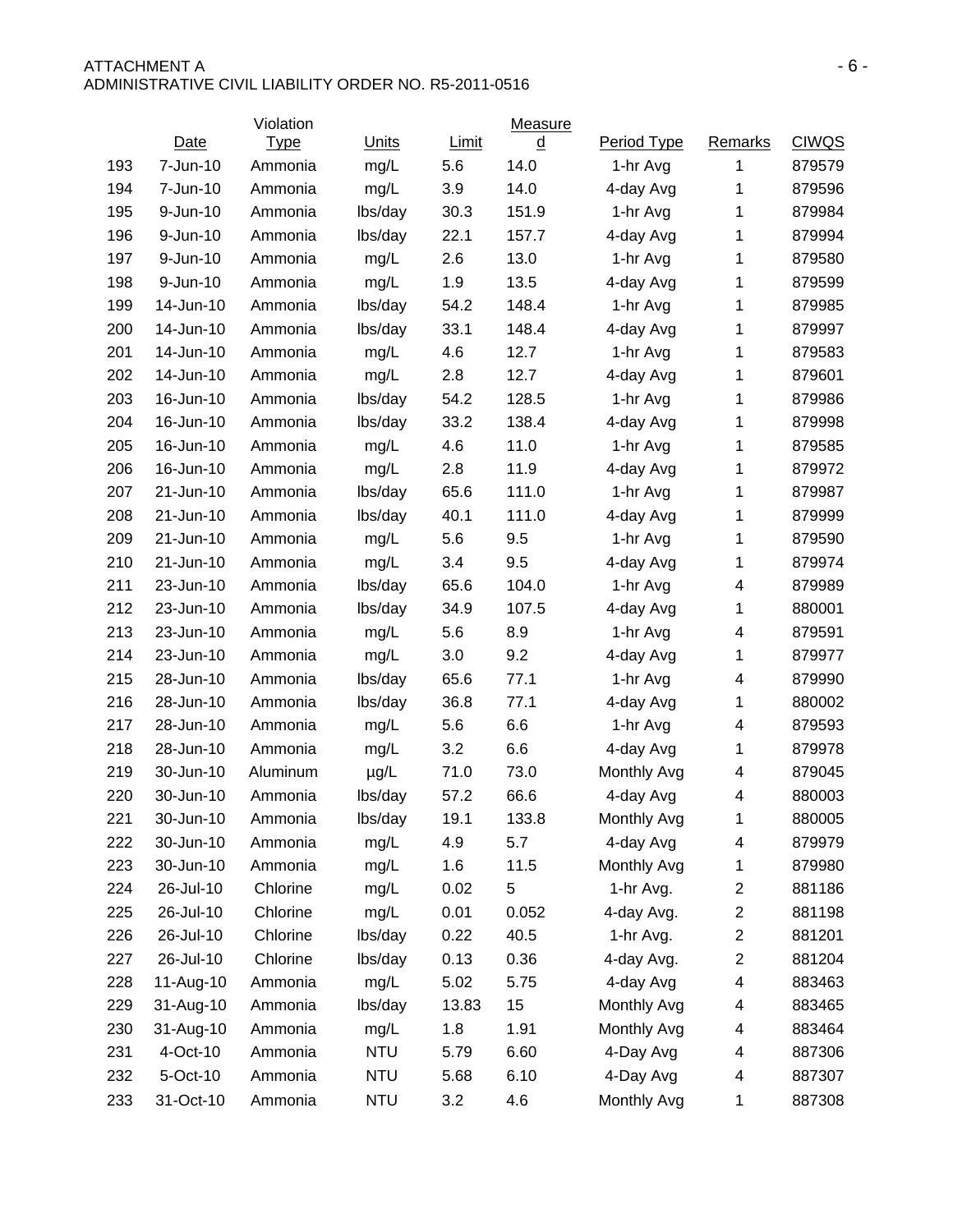| | Date | Violation Type | Units | Limit | Measured | Period Type | Remarks | CIWQS |
|---|---|---|---|---|---|---|---|---|
| 193 | 7-Jun-10 | Ammonia | mg/L | 5.6 | 14.0 | 1-hr Avg | 1 | 879579 |
| 194 | 7-Jun-10 | Ammonia | mg/L | 3.9 | 14.0 | 4-day Avg | 1 | 879596 |
| 195 | 9-Jun-10 | Ammonia | lbs/day | 30.3 | 151.9 | 1-hr Avg | 1 | 879984 |
| 196 | 9-Jun-10 | Ammonia | lbs/day | 22.1 | 157.7 | 4-day Avg | 1 | 879994 |
| 197 | 9-Jun-10 | Ammonia | mg/L | 2.6 | 13.0 | 1-hr Avg | 1 | 879580 |
| 198 | 9-Jun-10 | Ammonia | mg/L | 1.9 | 13.5 | 4-day Avg | 1 | 879599 |
| 199 | 14-Jun-10 | Ammonia | lbs/day | 54.2 | 148.4 | 1-hr Avg | 1 | 879985 |
| 200 | 14-Jun-10 | Ammonia | lbs/day | 33.1 | 148.4 | 4-day Avg | 1 | 879997 |
| 201 | 14-Jun-10 | Ammonia | mg/L | 4.6 | 12.7 | 1-hr Avg | 1 | 879583 |
| 202 | 14-Jun-10 | Ammonia | mg/L | 2.8 | 12.7 | 4-day Avg | 1 | 879601 |
| 203 | 16-Jun-10 | Ammonia | lbs/day | 54.2 | 128.5 | 1-hr Avg | 1 | 879986 |
| 204 | 16-Jun-10 | Ammonia | lbs/day | 33.2 | 138.4 | 4-day Avg | 1 | 879998 |
| 205 | 16-Jun-10 | Ammonia | mg/L | 4.6 | 11.0 | 1-hr Avg | 1 | 879585 |
| 206 | 16-Jun-10 | Ammonia | mg/L | 2.8 | 11.9 | 4-day Avg | 1 | 879972 |
| 207 | 21-Jun-10 | Ammonia | lbs/day | 65.6 | 111.0 | 1-hr Avg | 1 | 879987 |
| 208 | 21-Jun-10 | Ammonia | lbs/day | 40.1 | 111.0 | 4-day Avg | 1 | 879999 |
| 209 | 21-Jun-10 | Ammonia | mg/L | 5.6 | 9.5 | 1-hr Avg | 1 | 879590 |
| 210 | 21-Jun-10 | Ammonia | mg/L | 3.4 | 9.5 | 4-day Avg | 1 | 879974 |
| 211 | 23-Jun-10 | Ammonia | lbs/day | 65.6 | 104.0 | 1-hr Avg | 4 | 879989 |
| 212 | 23-Jun-10 | Ammonia | lbs/day | 34.9 | 107.5 | 4-day Avg | 1 | 880001 |
| 213 | 23-Jun-10 | Ammonia | mg/L | 5.6 | 8.9 | 1-hr Avg | 4 | 879591 |
| 214 | 23-Jun-10 | Ammonia | mg/L | 3.0 | 9.2 | 4-day Avg | 1 | 879977 |
| 215 | 28-Jun-10 | Ammonia | lbs/day | 65.6 | 77.1 | 1-hr Avg | 4 | 879990 |
| 216 | 28-Jun-10 | Ammonia | lbs/day | 36.8 | 77.1 | 4-day Avg | 1 | 880002 |
| 217 | 28-Jun-10 | Ammonia | mg/L | 5.6 | 6.6 | 1-hr Avg | 4 | 879593 |
| 218 | 28-Jun-10 | Ammonia | mg/L | 3.2 | 6.6 | 4-day Avg | 1 | 879978 |
| 219 | 30-Jun-10 | Aluminum | µg/L | 71.0 | 73.0 | Monthly Avg | 4 | 879045 |
| 220 | 30-Jun-10 | Ammonia | lbs/day | 57.2 | 66.6 | 4-day Avg | 4 | 880003 |
| 221 | 30-Jun-10 | Ammonia | lbs/day | 19.1 | 133.8 | Monthly Avg | 1 | 880005 |
| 222 | 30-Jun-10 | Ammonia | mg/L | 4.9 | 5.7 | 4-day Avg | 4 | 879979 |
| 223 | 30-Jun-10 | Ammonia | mg/L | 1.6 | 11.5 | Monthly Avg | 1 | 879980 |
| 224 | 26-Jul-10 | Chlorine | mg/L | 0.02 | 5 | 1-hr Avg. | 2 | 881186 |
| 225 | 26-Jul-10 | Chlorine | mg/L | 0.01 | 0.052 | 4-day Avg. | 2 | 881198 |
| 226 | 26-Jul-10 | Chlorine | lbs/day | 0.22 | 40.5 | 1-hr Avg. | 2 | 881201 |
| 227 | 26-Jul-10 | Chlorine | lbs/day | 0.13 | 0.36 | 4-day Avg. | 2 | 881204 |
| 228 | 11-Aug-10 | Ammonia | mg/L | 5.02 | 5.75 | 4-day Avg | 4 | 883463 |
| 229 | 31-Aug-10 | Ammonia | lbs/day | 13.83 | 15 | Monthly Avg | 4 | 883465 |
| 230 | 31-Aug-10 | Ammonia | mg/L | 1.8 | 1.91 | Monthly Avg | 4 | 883464 |
| 231 | 4-Oct-10 | Ammonia | NTU | 5.79 | 6.60 | 4-Day Avg | 4 | 887306 |
| 232 | 5-Oct-10 | Ammonia | NTU | 5.68 | 6.10 | 4-Day Avg | 4 | 887307 |
| 233 | 31-Oct-10 | Ammonia | NTU | 3.2 | 4.6 | Monthly Avg | 1 | 887308 |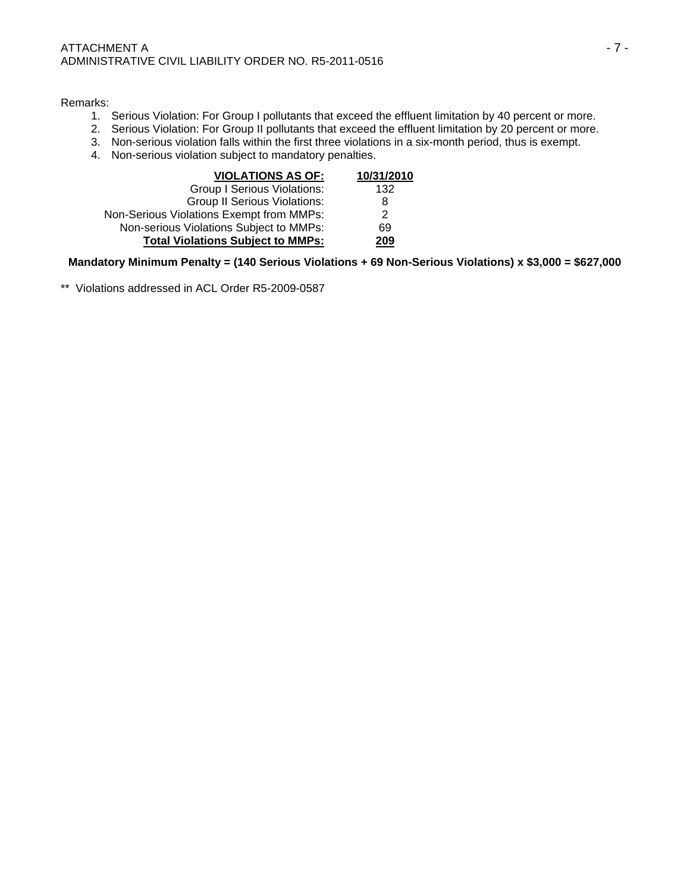Remarks:

1. Serious Violation: For Group I pollutants that exceed the effluent limitation by 40 percent or more.
2. Serious Violation: For Group II pollutants that exceed the effluent limitation by 20 percent or more.
3. Non-serious violation falls within the first three violations in a six-month period, thus is exempt.
4. Non-serious violation subject to mandatory penalties.

| **VIOLATIONS AS OF:** | **10/31/2010** |
|---|---|
| Group I Serious Violations: | 132 |
| Group II Serious Violations: | 8 |
| Non-Serious Violations Exempt from MMPs: | 2 |
| Non-serious Violations Subject to MMPs: | 69 |
| **Total Violations Subject to MMPs:** | **209** |

**Mandatory Minimum Penalty = (140 Serious Violations + 69 Non-Serious Violations) x $3,000 = $627,000**

** Violations addressed in ACL Order R5-2009-0587